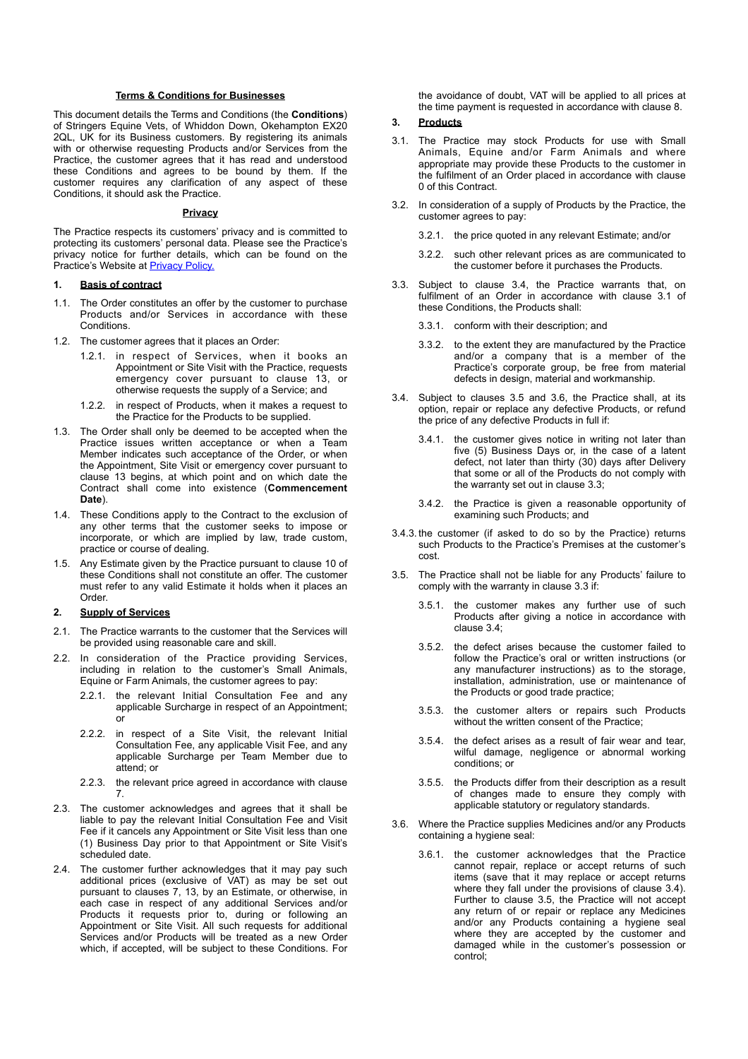## Terms & Conditions for Businesses

This document details the Terms and Conditions (the **Conditions**) of Stringers Equine Vets, of Whiddon Down, Okehampton EX20 2QL, UK for its Business customers. By registering its animals with or otherwise requesting Products and/or Services from the Practice, the customer agrees that it has read and understood these Conditions and agrees to be bound by them. If the customer requires any clarification of any aspect of these Conditions, it should ask the Practice.

### Privacy

The Practice respects its customers' privacy and is committed to protecting its customers' personal data. Please see the Practice's privacy notice for further details, which can be found on the Practice's Website at [Privacy Policy.](Privacy Policy.)

### 1. Basis of contract

1.1. The Order constitutes an offer by the customer to purchase Products and/or Services in accordance with these Conditions.

1.2. The customer agrees that it places an Order:

- 1.2.1. in respect of Services, when it books an Appointment or Site Visit with the Practice, requests emergency cover pursuant to clause 13, or otherwise requests the supply of a Service; and
- 1.2.2. in respect of Products, when it makes a request to the Practice for the Products to be supplied.

1.3. The Order shall only be deemed to be accepted when the Practice issues written acceptance or when a Team Member indicates such acceptance of the Order, or when the Appointment, Site Visit or emergency cover pursuant to clause 13 begins, at which point and on which date the Contract shall come into existence (**Commencement Date**).

1.4. These Conditions apply to the Contract to the exclusion of any other terms that the customer seeks to impose or incorporate, or which are implied by law, trade custom, practice or course of dealing.

1.5. Any Estimate given by the Practice pursuant to clause 10 of these Conditions shall not constitute an offer. The customer must refer to any valid Estimate it holds when it places an Order.

### 2. Supply of Services

2.1. The Practice warrants to the customer that the Services will be provided using reasonable care and skill.

2.2. In consideration of the Practice providing Services, including in relation to the customer's Small Animals, Equine or Farm Animals, the customer agrees to pay:

- 2.2.1. the relevant Initial Consultation Fee and any applicable Surcharge in respect of an Appointment; or
- 2.2.2. in respect of a Site Visit, the relevant Initial Consultation Fee, any applicable Visit Fee, and any applicable Surcharge per Team Member due to attend; or
- 2.2.3. the relevant price agreed in accordance with clause 7.

2.3. The customer acknowledges and agrees that it shall be liable to pay the relevant Initial Consultation Fee and Visit Fee if it cancels any Appointment or Site Visit less than one (1) Business Day prior to that Appointment or Site Visit's scheduled date.

2.4. The customer further acknowledges that it may pay such additional prices (exclusive of VAT) as may be set out pursuant to clauses 7, 13, by an Estimate, or otherwise, in each case in respect of any additional Services and/or Products it requests prior to, during or following an Appointment or Site Visit. All such requests for additional Services and/or Products will be treated as a new Order which, if accepted, will be subject to these Conditions. For the avoidance of doubt, VAT will be applied to all prices at the time payment is requested in accordance with clause 8.

### 3. Products

3.1. The Practice may stock Products for use with Small Animals, Equine and/or Farm Animals and where appropriate may provide these Products to the customer in the fulfilment of an Order placed in accordance with clause 0 of this Contract.

3.2. In consideration of a supply of Products by the Practice, the customer agrees to pay:

- 3.2.1. the price quoted in any relevant Estimate; and/or
- 3.2.2. such other relevant prices as are communicated to the customer before it purchases the Products.

3.3. Subject to clause 3.4, the Practice warrants that, on fulfilment of an Order in accordance with clause 3.1 of these Conditions, the Products shall:

- 3.3.1. conform with their description; and
- 3.3.2. to the extent they are manufactured by the Practice and/or a company that is a member of the Practice's corporate group, be free from material defects in design, material and workmanship.

3.4. Subject to clauses 3.5 and 3.6, the Practice shall, at its option, repair or replace any defective Products, or refund the price of any defective Products in full if:

- 3.4.1. the customer gives notice in writing not later than five (5) Business Days or, in the case of a latent defect, not later than thirty (30) days after Delivery that some or all of the Products do not comply with the warranty set out in clause 3.3;
- 3.4.2. the Practice is given a reasonable opportunity of examining such Products; and
- 3.4.3. the customer (if asked to do so by the Practice) returns such Products to the Practice's Premises at the customer's cost.

3.5. The Practice shall not be liable for any Products' failure to comply with the warranty in clause 3.3 if:

- 3.5.1. the customer makes any further use of such Products after giving a notice in accordance with clause 3.4;
- 3.5.2. the defect arises because the customer failed to follow the Practice's oral or written instructions (or any manufacturer instructions) as to the storage, installation, administration, use or maintenance of the Products or good trade practice;
- 3.5.3. the customer alters or repairs such Products without the written consent of the Practice;
- 3.5.4. the defect arises as a result of fair wear and tear, wilful damage, negligence or abnormal working conditions; or
- 3.5.5. the Products differ from their description as a result of changes made to ensure they comply with applicable statutory or regulatory standards.

3.6. Where the Practice supplies Medicines and/or any Products containing a hygiene seal:

- 3.6.1. the customer acknowledges that the Practice cannot repair, replace or accept returns of such items (save that it may replace or accept returns where they fall under the provisions of clause 3.4). Further to clause 3.5, the Practice will not accept any return of or repair or replace any Medicines and/or any Products containing a hygiene seal where they are accepted by the customer and damaged while in the customer's possession or control;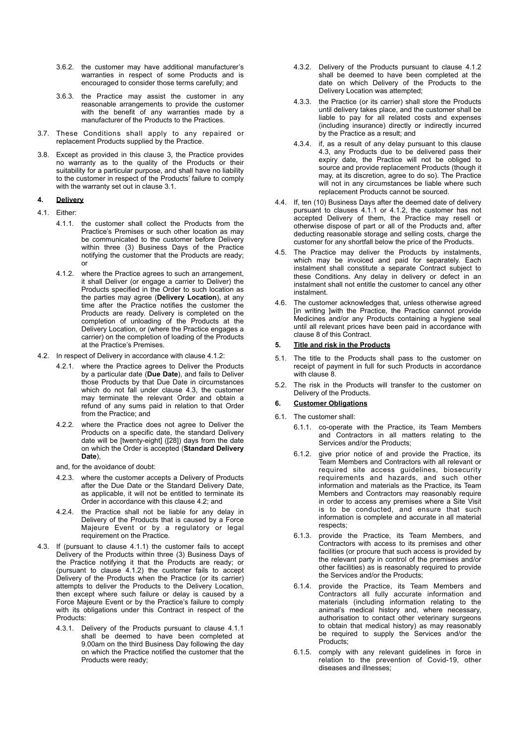3.6.2. the customer may have additional manufacturer's warranties in respect of some Products and is encouraged to consider those terms carefully; and

3.6.3. the Practice may assist the customer in any reasonable arrangements to provide the customer with the benefit of any warranties made by a manufacturer of the Products to the Practices.

3.7. These Conditions shall apply to any repaired or replacement Products supplied by the Practice.

3.8. Except as provided in this clause 3, the Practice provides no warranty as to the quality of the Products or their suitability for a particular purpose, and shall have no liability to the customer in respect of the Products' failure to comply with the warranty set out in clause 3.1.

## 4. Delivery

4.1. Either:

4.1.1. the customer shall collect the Products from the Practice's Premises or such other location as may be communicated to the customer before Delivery within three (3) Business Days of the Practice notifying the customer that the Products are ready; or

4.1.2. where the Practice agrees to such an arrangement, it shall Deliver (or engage a carrier to Deliver) the Products specified in the Order to such location as the parties may agree (**Delivery Location**), at any time after the Practice notifies the customer the Products are ready. Delivery is completed on the completion of unloading of the Products at the Delivery Location, or (where the Practice engages a carrier) on the completion of loading of the Products at the Practice's Premises.

4.2. In respect of Delivery in accordance with clause 4.1.2:

4.2.1. where the Practice agrees to Deliver the Products by a particular date (**Due Date**), and fails to Deliver those Products by that Due Date in circumstances which do not fall under clause 4.3, the customer may terminate the relevant Order and obtain a refund of any sums paid in relation to that Order from the Practice; and

4.2.2. where the Practice does not agree to Deliver the Products on a specific date, the standard Delivery date will be [twenty-eight] ([28]) days from the date on which the Order is accepted (**Standard Delivery Date**),

and, for the avoidance of doubt:

4.2.3. where the customer accepts a Delivery of Products after the Due Date or the Standard Delivery Date, as applicable, it will not be entitled to terminate its Order in accordance with this clause 4.2; and

4.2.4. the Practice shall not be liable for any delay in Delivery of the Products that is caused by a Force Majeure Event or by a regulatory or legal requirement on the Practice.

4.3. If (pursuant to clause 4.1.1) the customer fails to accept Delivery of the Products within three (3) Business Days of the Practice notifying it that the Products are ready; or (pursuant to clause 4.1.2) the customer fails to accept Delivery of the Products when the Practice (or its carrier) attempts to deliver the Products to the Delivery Location, then except where such failure or delay is caused by a Force Majeure Event or by the Practice's failure to comply with its obligations under this Contract in respect of the Products:

4.3.1. Delivery of the Products pursuant to clause 4.1.1 shall be deemed to have been completed at 9.00am on the third Business Day following the day on which the Practice notified the customer that the Products were ready;

4.3.2. Delivery of the Products pursuant to clause 4.1.2 shall be deemed to have been completed at the date on which Delivery of the Products to the Delivery Location was attempted;

4.3.3. the Practice (or its carrier) shall store the Products until delivery takes place, and the customer shall be liable to pay for all related costs and expenses (including insurance) directly or indirectly incurred by the Practice as a result; and

4.3.4. if, as a result of any delay pursuant to this clause 4.3, any Products due to be delivered pass their expiry date, the Practice will not be obliged to source and provide replacement Products (though it may, at its discretion, agree to do so). The Practice will not in any circumstances be liable where such replacement Products cannot be sourced.

4.4. If, ten (10) Business Days after the deemed date of delivery pursuant to clauses 4.1.1 or 4.1.2, the customer has not accepted Delivery of them, the Practice may resell or otherwise dispose of part or all of the Products and, after deducting reasonable storage and selling costs, charge the customer for any shortfall below the price of the Products.

4.5. The Practice may deliver the Products by instalments, which may be invoiced and paid for separately. Each instalment shall constitute a separate Contract subject to these Conditions. Any delay in delivery or defect in an instalment shall not entitle the customer to cancel any other instalment.

4.6. The customer acknowledges that, unless otherwise agreed [in writing ]with the Practice, the Practice cannot provide Medicines and/or any Products containing a hygiene seal until all relevant prices have been paid in accordance with clause 8 of this Contract.

## 5. Title and risk in the Products

5.1. The title to the Products shall pass to the customer on receipt of payment in full for such Products in accordance with clause 8.

5.2. The risk in the Products will transfer to the customer on Delivery of the Products.

## 6. Customer Obligations

6.1. The customer shall:

6.1.1. co-operate with the Practice, its Team Members and Contractors in all matters relating to the Services and/or the Products;

6.1.2. give prior notice of and provide the Practice, its Team Members and Contractors with all relevant or required site access guidelines, biosecurity requirements and hazards, and such other information and materials as the Practice, its Team Members and Contractors may reasonably require in order to access any premises where a Site Visit is to be conducted, and ensure that such information is complete and accurate in all material respects;

6.1.3. provide the Practice, its Team Members, and Contractors with access to its premises and other facilities (or procure that such access is provided by the relevant party in control of the premises and/or other facilities) as is reasonably required to provide the Services and/or the Products;

6.1.4. provide the Practice, its Team Members and Contractors all fully accurate information and materials (including information relating to the animal's medical history and, where necessary, authorisation to contact other veterinary surgeons to obtain that medical history) as may reasonably be required to supply the Services and/or the Products;

6.1.5. comply with any relevant guidelines in force in relation to the prevention of Covid-19, other diseases and illnesses;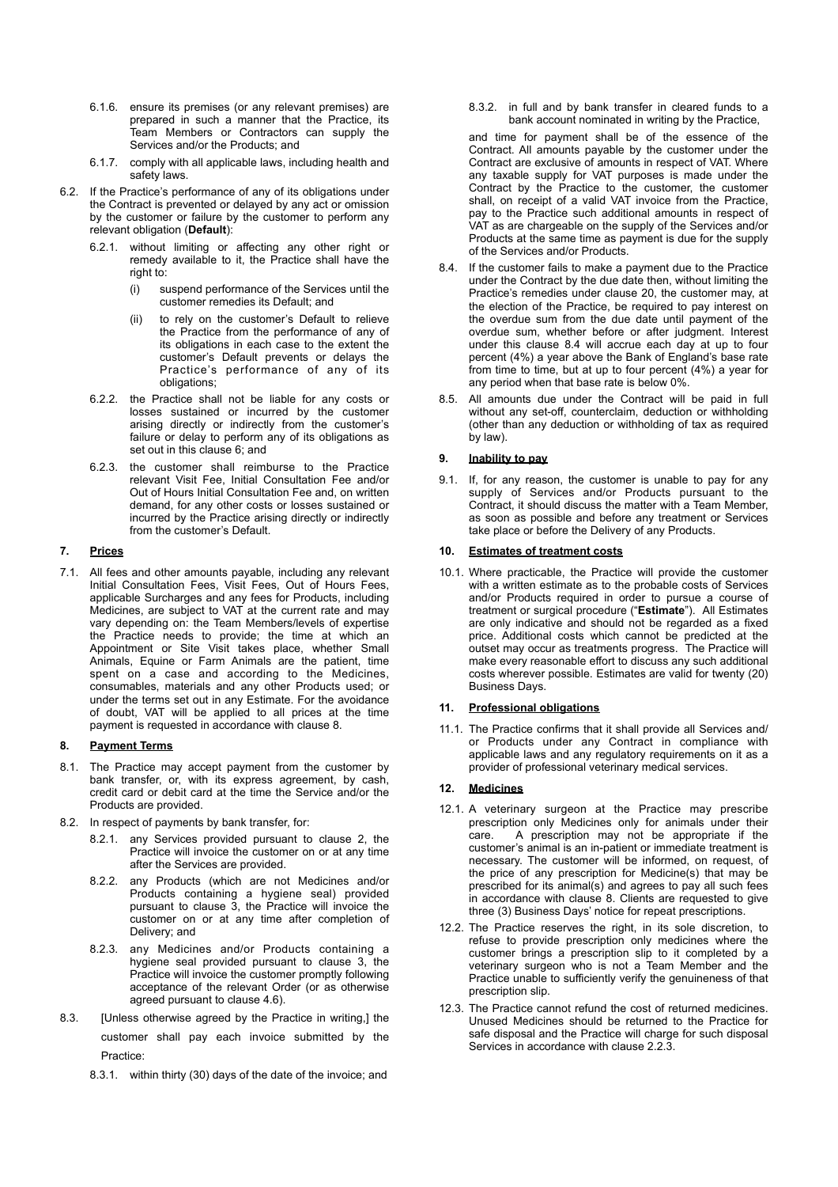6.1.6. ensure its premises (or any relevant premises) are prepared in such a manner that the Practice, its Team Members or Contractors can supply the Services and/or the Products; and

6.1.7. comply with all applicable laws, including health and safety laws.

6.2. If the Practice's performance of any of its obligations under the Contract is prevented or delayed by any act or omission by the customer or failure by the customer to perform any relevant obligation (**Default**):

6.2.1. without limiting or affecting any other right or remedy available to it, the Practice shall have the right to:

(i) suspend performance of the Services until the customer remedies its Default; and

(ii) to rely on the customer's Default to relieve the Practice from the performance of any of its obligations in each case to the extent the customer's Default prevents or delays the Practice's performance of any of its obligations;

6.2.2. the Practice shall not be liable for any costs or losses sustained or incurred by the customer arising directly or indirectly from the customer's failure or delay to perform any of its obligations as set out in this clause 6; and

6.2.3. the customer shall reimburse to the Practice relevant Visit Fee, Initial Consultation Fee and/or Out of Hours Initial Consultation Fee and, on written demand, for any other costs or losses sustained or incurred by the Practice arising directly or indirectly from the customer's Default.

## 7. Prices

7.1. All fees and other amounts payable, including any relevant Initial Consultation Fees, Visit Fees, Out of Hours Fees, applicable Surcharges and any fees for Products, including Medicines, are subject to VAT at the current rate and may vary depending on: the Team Members/levels of expertise the Practice needs to provide; the time at which an Appointment or Site Visit takes place, whether Small Animals, Equine or Farm Animals are the patient, time spent on a case and according to the Medicines, consumables, materials and any other Products used; or under the terms set out in any Estimate. For the avoidance of doubt, VAT will be applied to all prices at the time payment is requested in accordance with clause 8.

## 8. Payment Terms

8.1. The Practice may accept payment from the customer by bank transfer, or, with its express agreement, by cash, credit card or debit card at the time the Service and/or the Products are provided.

8.2. In respect of payments by bank transfer, for:

8.2.1. any Services provided pursuant to clause 2, the Practice will invoice the customer on or at any time after the Services are provided.

8.2.2. any Products (which are not Medicines and/or Products containing a hygiene seal) provided pursuant to clause 3, the Practice will invoice the customer on or at any time after completion of Delivery; and

8.2.3. any Medicines and/or Products containing a hygiene seal provided pursuant to clause 3, the Practice will invoice the customer promptly following acceptance of the relevant Order (or as otherwise agreed pursuant to clause 4.6).

8.3. [Unless otherwise agreed by the Practice in writing,] the customer shall pay each invoice submitted by the Practice:

8.3.1. within thirty (30) days of the date of the invoice; and

8.3.2. in full and by bank transfer in cleared funds to a bank account nominated in writing by the Practice,

and time for payment shall be of the essence of the Contract. All amounts payable by the customer under the Contract are exclusive of amounts in respect of VAT. Where any taxable supply for VAT purposes is made under the Contract by the Practice to the customer, the customer shall, on receipt of a valid VAT invoice from the Practice, pay to the Practice such additional amounts in respect of VAT as are chargeable on the supply of the Services and/or Products at the same time as payment is due for the supply of the Services and/or Products.

8.4. If the customer fails to make a payment due to the Practice under the Contract by the due date then, without limiting the Practice's remedies under clause 20, the customer may, at the election of the Practice, be required to pay interest on the overdue sum from the due date until payment of the overdue sum, whether before or after judgment. Interest under this clause 8.4 will accrue each day at up to four percent (4%) a year above the Bank of England's base rate from time to time, but at up to four percent (4%) a year for any period when that base rate is below 0%.

8.5. All amounts due under the Contract will be paid in full without any set-off, counterclaim, deduction or withholding (other than any deduction or withholding of tax as required by law).

## 9. Inability to pay

9.1. If, for any reason, the customer is unable to pay for any supply of Services and/or Products pursuant to the Contract, it should discuss the matter with a Team Member, as soon as possible and before any treatment or Services take place or before the Delivery of any Products.

## 10. Estimates of treatment costs

10.1. Where practicable, the Practice will provide the customer with a written estimate as to the probable costs of Services and/or Products required in order to pursue a course of treatment or surgical procedure ("**Estimate**"). All Estimates are only indicative and should not be regarded as a fixed price. Additional costs which cannot be predicted at the outset may occur as treatments progress. The Practice will make every reasonable effort to discuss any such additional costs wherever possible. Estimates are valid for twenty (20) Business Days.

## 11. Professional obligations

11.1. The Practice confirms that it shall provide all Services and/or Products under any Contract in compliance with applicable laws and any regulatory requirements on it as a provider of professional veterinary medical services.

## 12. Medicines

12.1. A veterinary surgeon at the Practice may prescribe prescription only Medicines only for animals under their care. A prescription may not be appropriate if the customer's animal is an in-patient or immediate treatment is necessary. The customer will be informed, on request, of the price of any prescription for Medicine(s) that may be prescribed for its animal(s) and agrees to pay all such fees in accordance with clause 8. Clients are requested to give three (3) Business Days' notice for repeat prescriptions.

12.2. The Practice reserves the right, in its sole discretion, to refuse to provide prescription only medicines where the customer brings a prescription slip to it completed by a veterinary surgeon who is not a Team Member and the Practice unable to sufficiently verify the genuineness of that prescription slip.

12.3. The Practice cannot refund the cost of returned medicines. Unused Medicines should be returned to the Practice for safe disposal and the Practice will charge for such disposal Services in accordance with clause 2.2.3.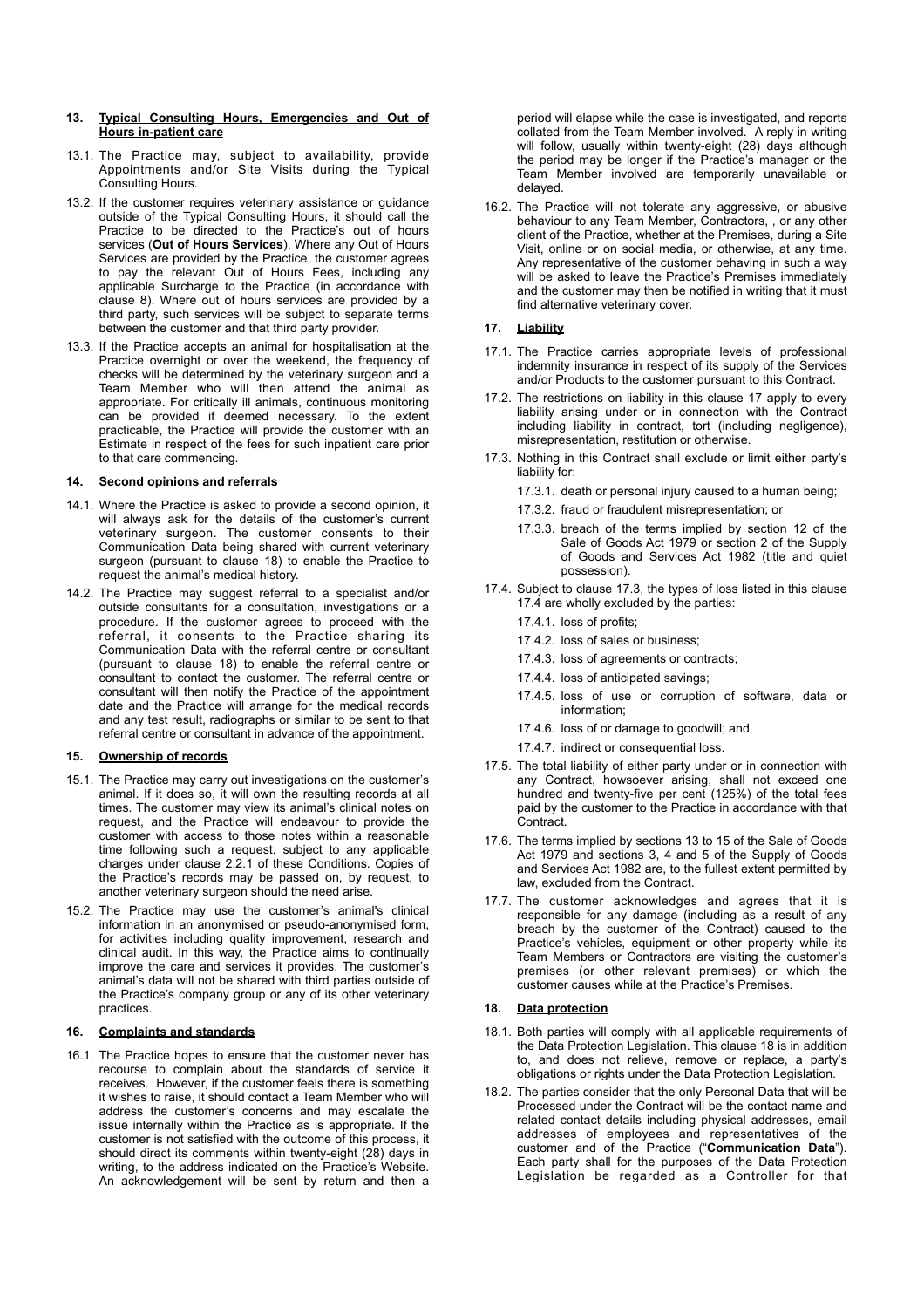### 13. Typical Consulting Hours, Emergencies and Out of Hours in-patient care

13.1. The Practice may, subject to availability, provide Appointments and/or Site Visits during the Typical Consulting Hours.

13.2. If the customer requires veterinary assistance or guidance outside of the Typical Consulting Hours, it should call the Practice to be directed to the Practice's out of hours services (**Out of Hours Services**). Where any Out of Hours Services are provided by the Practice, the customer agrees to pay the relevant Out of Hours Fees, including any applicable Surcharge to the Practice (in accordance with clause 8). Where out of hours services are provided by a third party, such services will be subject to separate terms between the customer and that third party provider.

13.3. If the Practice accepts an animal for hospitalisation at the Practice overnight or over the weekend, the frequency of checks will be determined by the veterinary surgeon and a Team Member who will then attend the animal as appropriate. For critically ill animals, continuous monitoring can be provided if deemed necessary. To the extent practicable, the Practice will provide the customer with an Estimate in respect of the fees for such inpatient care prior to that care commencing.

### 14. Second opinions and referrals

14.1. Where the Practice is asked to provide a second opinion, it will always ask for the details of the customer's current veterinary surgeon. The customer consents to their Communication Data being shared with current veterinary surgeon (pursuant to clause 18) to enable the Practice to request the animal's medical history.

14.2. The Practice may suggest referral to a specialist and/or outside consultants for a consultation, investigations or a procedure. If the customer agrees to proceed with the referral, it consents to the Practice sharing its Communication Data with the referral centre or consultant (pursuant to clause 18) to enable the referral centre or consultant to contact the customer. The referral centre or consultant will then notify the Practice of the appointment date and the Practice will arrange for the medical records and any test result, radiographs or similar to be sent to that referral centre or consultant in advance of the appointment.

### 15. Ownership of records

15.1. The Practice may carry out investigations on the customer's animal. If it does so, it will own the resulting records at all times. The customer may view its animal's clinical notes on request, and the Practice will endeavour to provide the customer with access to those notes within a reasonable time following such a request, subject to any applicable charges under clause 2.2.1 of these Conditions. Copies of the Practice's records may be passed on, by request, to another veterinary surgeon should the need arise.

15.2. The Practice may use the customer's animal's clinical information in an anonymised or pseudo-anonymised form, for activities including quality improvement, research and clinical audit. In this way, the Practice aims to continually improve the care and services it provides. The customer's animal's data will not be shared with third parties outside of the Practice's company group or any of its other veterinary practices.

### 16. Complaints and standards

16.1. The Practice hopes to ensure that the customer never has recourse to complain about the standards of service it receives. However, if the customer feels there is something it wishes to raise, it should contact a Team Member who will address the customer's concerns and may escalate the issue internally within the Practice as is appropriate. If the customer is not satisfied with the outcome of this process, it should direct its comments within twenty-eight (28) days in writing, to the address indicated on the Practice's Website. An acknowledgement will be sent by return and then a period will elapse while the case is investigated, and reports collated from the Team Member involved. A reply in writing will follow, usually within twenty-eight (28) days although the period may be longer if the Practice's manager or the Team Member involved are temporarily unavailable or delayed.

16.2. The Practice will not tolerate any aggressive, or abusive behaviour to any Team Member, Contractors, , or any other client of the Practice, whether at the Premises, during a Site Visit, online or on social media, or otherwise, at any time. Any representative of the customer behaving in such a way will be asked to leave the Practice's Premises immediately and the customer may then be notified in writing that it must find alternative veterinary cover.

### 17. Liability

17.1. The Practice carries appropriate levels of professional indemnity insurance in respect of its supply of the Services and/or Products to the customer pursuant to this Contract.

17.2. The restrictions on liability in this clause 17 apply to every liability arising under or in connection with the Contract including liability in contract, tort (including negligence), misrepresentation, restitution or otherwise.

17.3. Nothing in this Contract shall exclude or limit either party's liability for:

17.3.1. death or personal injury caused to a human being;

17.3.2. fraud or fraudulent misrepresentation; or

17.3.3. breach of the terms implied by section 12 of the Sale of Goods Act 1979 or section 2 of the Supply of Goods and Services Act 1982 (title and quiet possession).

17.4. Subject to clause 17.3, the types of loss listed in this clause 17.4 are wholly excluded by the parties:

17.4.1. loss of profits;

17.4.2. loss of sales or business;

17.4.3. loss of agreements or contracts;

17.4.4. loss of anticipated savings;

17.4.5. loss of use or corruption of software, data or information;

17.4.6. loss of or damage to goodwill; and

17.4.7. indirect or consequential loss.

17.5. The total liability of either party under or in connection with any Contract, howsoever arising, shall not exceed one hundred and twenty-five per cent (125%) of the total fees paid by the customer to the Practice in accordance with that Contract.

17.6. The terms implied by sections 13 to 15 of the Sale of Goods Act 1979 and sections 3, 4 and 5 of the Supply of Goods and Services Act 1982 are, to the fullest extent permitted by law, excluded from the Contract.

17.7. The customer acknowledges and agrees that it is responsible for any damage (including as a result of any breach by the customer of the Contract) caused to the Practice's vehicles, equipment or other property while its Team Members or Contractors are visiting the customer's premises (or other relevant premises) or which the customer causes while at the Practice's Premises.

### 18. Data protection

18.1. Both parties will comply with all applicable requirements of the Data Protection Legislation. This clause 18 is in addition to, and does not relieve, remove or replace, a party's obligations or rights under the Data Protection Legislation.

18.2. The parties consider that the only Personal Data that will be Processed under the Contract will be the contact name and related contact details including physical addresses, email addresses of employees and representatives of the customer and of the Practice ("**Communication Data**"). Each party shall for the purposes of the Data Protection Legislation be regarded as a Controller for that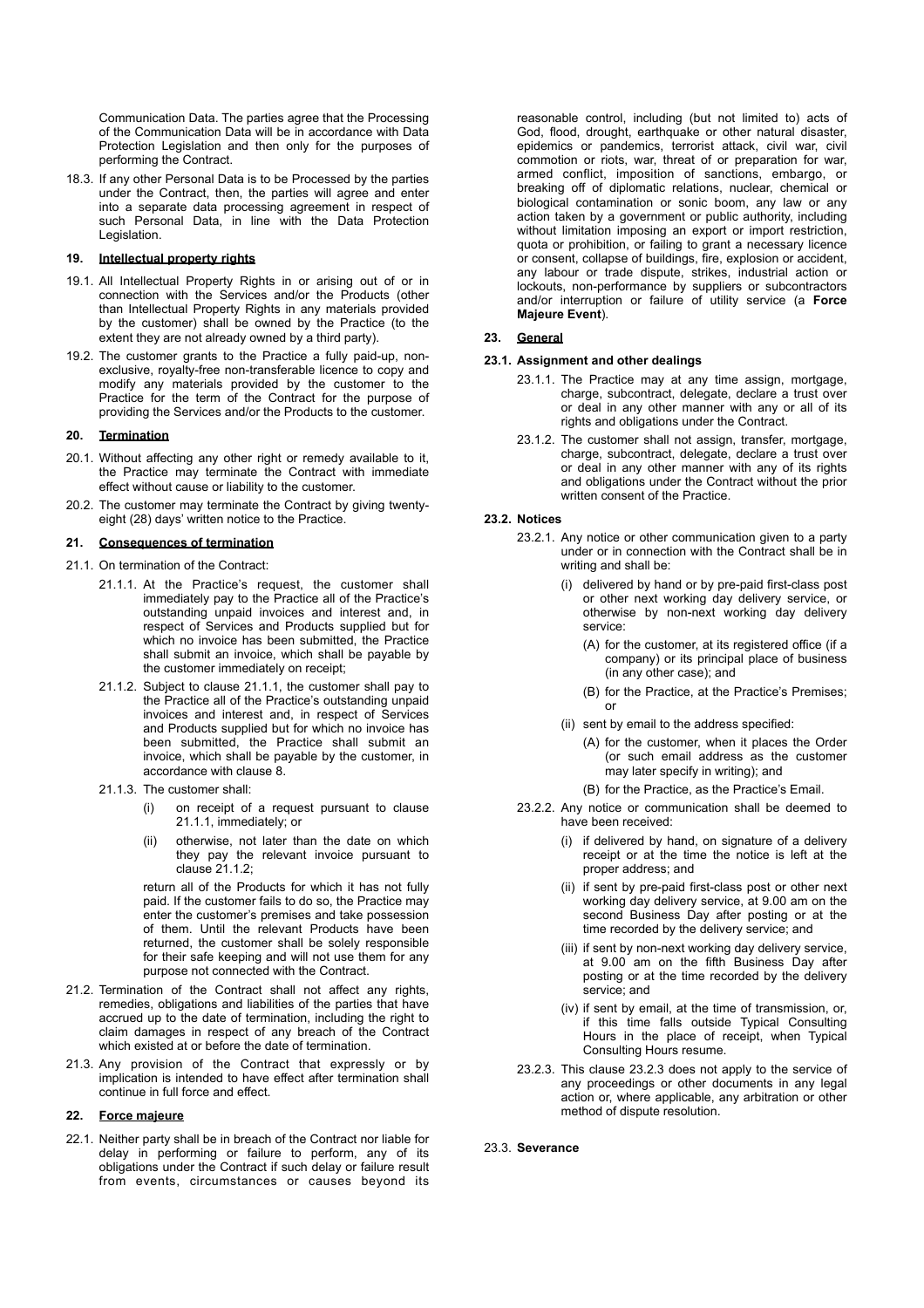Communication Data. The parties agree that the Processing of the Communication Data will be in accordance with Data Protection Legislation and then only for the purposes of performing the Contract.

18.3. If any other Personal Data is to be Processed by the parties under the Contract, then, the parties will agree and enter into a separate data processing agreement in respect of such Personal Data, in line with the Data Protection Legislation.

## 19. Intellectual property rights

19.1. All Intellectual Property Rights in or arising out of or in connection with the Services and/or the Products (other than Intellectual Property Rights in any materials provided by the customer) shall be owned by the Practice (to the extent they are not already owned by a third party).

19.2. The customer grants to the Practice a fully paid-up, non-exclusive, royalty-free non-transferable licence to copy and modify any materials provided by the customer to the Practice for the term of the Contract for the purpose of providing the Services and/or the Products to the customer.

## 20. Termination

20.1. Without affecting any other right or remedy available to it, the Practice may terminate the Contract with immediate effect without cause or liability to the customer.

20.2. The customer may terminate the Contract by giving twenty-eight (28) days' written notice to the Practice.

## 21. Consequences of termination

21.1. On termination of the Contract:

21.1.1. At the Practice's request, the customer shall immediately pay to the Practice all of the Practice's outstanding unpaid invoices and interest and, in respect of Services and Products supplied but for which no invoice has been submitted, the Practice shall submit an invoice, which shall be payable by the customer immediately on receipt;

21.1.2. Subject to clause 21.1.1, the customer shall pay to the Practice all of the Practice's outstanding unpaid invoices and interest and, in respect of Services and Products supplied but for which no invoice has been submitted, the Practice shall submit an invoice, which shall be payable by the customer, in accordance with clause 8.

21.1.3. The customer shall:

(i) on receipt of a request pursuant to clause 21.1.1, immediately; or

(ii) otherwise, not later than the date on which they pay the relevant invoice pursuant to clause 21.1.2;

return all of the Products for which it has not fully paid. If the customer fails to do so, the Practice may enter the customer's premises and take possession of them. Until the relevant Products have been returned, the customer shall be solely responsible for their safe keeping and will not use them for any purpose not connected with the Contract.

21.2. Termination of the Contract shall not affect any rights, remedies, obligations and liabilities of the parties that have accrued up to the date of termination, including the right to claim damages in respect of any breach of the Contract which existed at or before the date of termination.

21.3. Any provision of the Contract that expressly or by implication is intended to have effect after termination shall continue in full force and effect.

## 22. Force majeure

22.1. Neither party shall be in breach of the Contract nor liable for delay in performing or failure to perform, any of its obligations under the Contract if such delay or failure result from events, circumstances or causes beyond its reasonable control, including (but not limited to) acts of God, flood, drought, earthquake or other natural disaster, epidemics or pandemics, terrorist attack, civil war, civil commotion or riots, war, threat of or preparation for war, armed conflict, imposition of sanctions, embargo, or breaking off of diplomatic relations, nuclear, chemical or biological contamination or sonic boom, any law or any action taken by a government or public authority, including without limitation imposing an export or import restriction, quota or prohibition, or failing to grant a necessary licence or consent, collapse of buildings, fire, explosion or accident, any labour or trade dispute, strikes, industrial action or lockouts, non-performance by suppliers or subcontractors and/or interruption or failure of utility service (a **Force Majeure Event**).

## 23. General

### 23.1. Assignment and other dealings

23.1.1. The Practice may at any time assign, mortgage, charge, subcontract, delegate, declare a trust over or deal in any other manner with any or all of its rights and obligations under the Contract.

23.1.2. The customer shall not assign, transfer, mortgage, charge, subcontract, delegate, declare a trust over or deal in any other manner with any of its rights and obligations under the Contract without the prior written consent of the Practice.

### 23.2. Notices

23.2.1. Any notice or other communication given to a party under or in connection with the Contract shall be in writing and shall be:

(i) delivered by hand or by pre-paid first-class post or other next working day delivery service, or otherwise by non-next working day delivery service:

(A) for the customer, at its registered office (if a company) or its principal place of business (in any other case); and

(B) for the Practice, at the Practice's Premises; or

(ii) sent by email to the address specified:

(A) for the customer, when it places the Order (or such email address as the customer may later specify in writing); and

(B) for the Practice, as the Practice's Email.

23.2.2. Any notice or communication shall be deemed to have been received:

(i) if delivered by hand, on signature of a delivery receipt or at the time the notice is left at the proper address; and

(ii) if sent by pre-paid first-class post or other next working day delivery service, at 9.00 am on the second Business Day after posting or at the time recorded by the delivery service; and

(iii) if sent by non-next working day delivery service, at 9.00 am on the fifth Business Day after posting or at the time recorded by the delivery service; and

(iv) if sent by email, at the time of transmission, or, if this time falls outside Typical Consulting Hours in the place of receipt, when Typical Consulting Hours resume.

23.2.3. This clause 23.2.3 does not apply to the service of any proceedings or other documents in any legal action or, where applicable, any arbitration or other method of dispute resolution.

23.3. **Severance**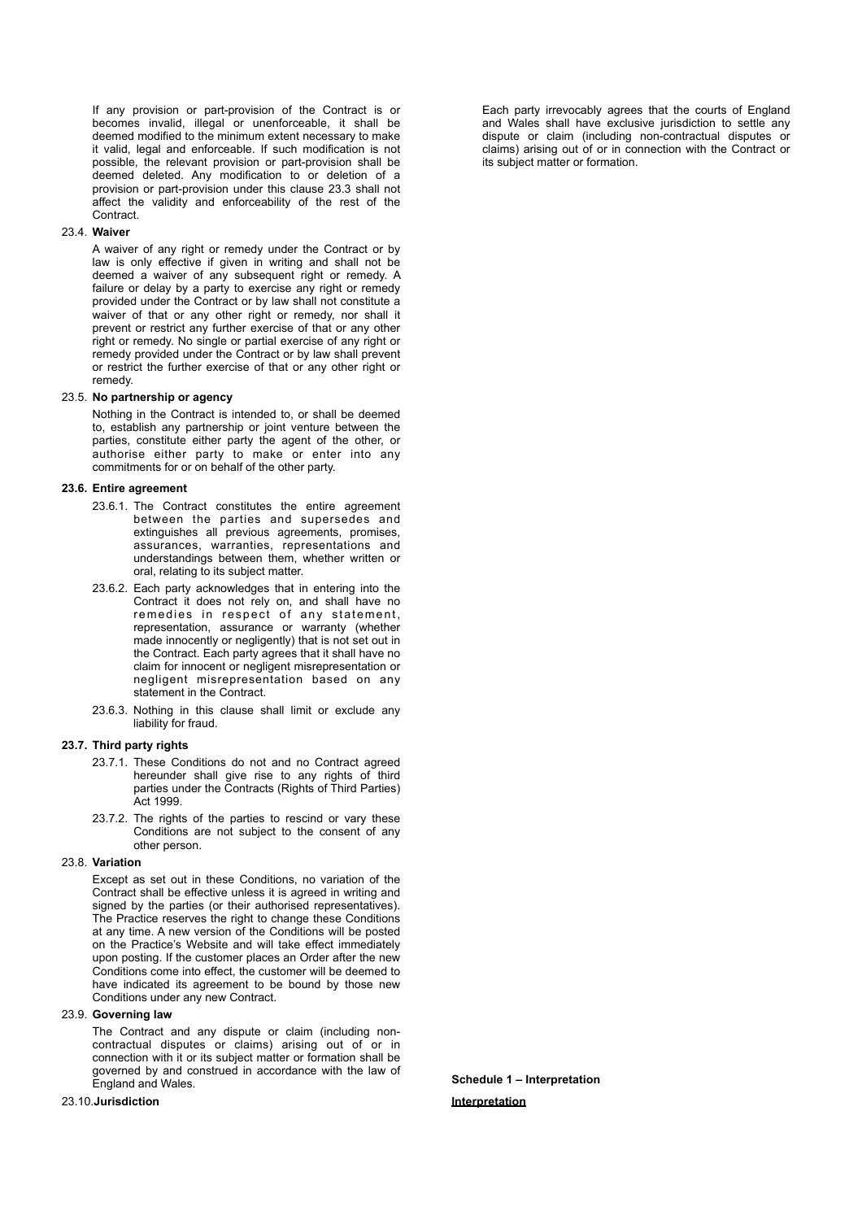If any provision or part-provision of the Contract is or becomes invalid, illegal or unenforceable, it shall be deemed modified to the minimum extent necessary to make it valid, legal and enforceable. If such modification is not possible, the relevant provision or part-provision shall be deemed deleted. Any modification to or deletion of a provision or part-provision under this clause 23.3 shall not affect the validity and enforceability of the rest of the Contract.

23.4. **Waiver**

A waiver of any right or remedy under the Contract or by law is only effective if given in writing and shall not be deemed a waiver of any subsequent right or remedy. A failure or delay by a party to exercise any right or remedy provided under the Contract or by law shall not constitute a waiver of that or any other right or remedy, nor shall it prevent or restrict any further exercise of that or any other right or remedy. No single or partial exercise of any right or remedy provided under the Contract or by law shall prevent or restrict the further exercise of that or any other right or remedy.

23.5. **No partnership or agency**

Nothing in the Contract is intended to, or shall be deemed to, establish any partnership or joint venture between the parties, constitute either party the agent of the other, or authorise either party to make or enter into any commitments for or on behalf of the other party.

**23.6. Entire agreement**

23.6.1. The Contract constitutes the entire agreement between the parties and supersedes and extinguishes all previous agreements, promises, assurances, warranties, representations and understandings between them, whether written or oral, relating to its subject matter.

23.6.2. Each party acknowledges that in entering into the Contract it does not rely on, and shall have no remedies in respect of any statement, representation, assurance or warranty (whether made innocently or negligently) that is not set out in the Contract. Each party agrees that it shall have no claim for innocent or negligent misrepresentation or negligent misrepresentation based on any statement in the Contract.

23.6.3. Nothing in this clause shall limit or exclude any liability for fraud.

**23.7. Third party rights**

23.7.1. These Conditions do not and no Contract agreed hereunder shall give rise to any rights of third parties under the Contracts (Rights of Third Parties) Act 1999.

23.7.2. The rights of the parties to rescind or vary these Conditions are not subject to the consent of any other person.

23.8. **Variation**

Except as set out in these Conditions, no variation of the Contract shall be effective unless it is agreed in writing and signed by the parties (or their authorised representatives). The Practice reserves the right to change these Conditions at any time. A new version of the Conditions will be posted on the Practice's Website and will take effect immediately upon posting. If the customer places an Order after the new Conditions come into effect, the customer will be deemed to have indicated its agreement to be bound by those new Conditions under any new Contract.

23.9. **Governing law**

The Contract and any dispute or claim (including non-contractual disputes or claims) arising out of or in connection with it or its subject matter or formation shall be governed by and construed in accordance with the law of England and Wales.

23.10. **Jurisdiction**

Each party irrevocably agrees that the courts of England and Wales shall have exclusive jurisdiction to settle any dispute or claim (including non-contractual disputes or claims) arising out of or in connection with the Contract or its subject matter or formation.

**Schedule 1 – Interpretation**

**Interpretation**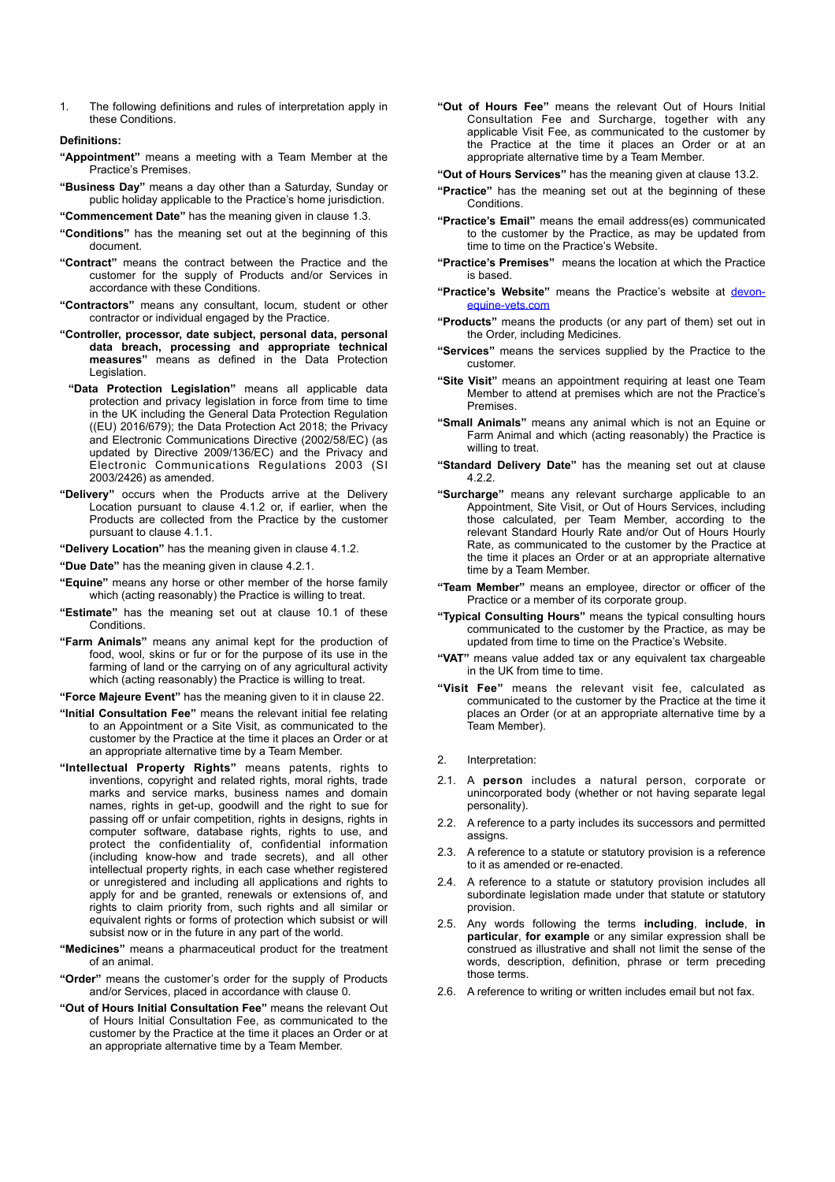1. The following definitions and rules of interpretation apply in these Conditions.

**Definitions:**

**"Appointment"** means a meeting with a Team Member at the Practice's Premises.

**"Business Day"** means a day other than a Saturday, Sunday or public holiday applicable to the Practice's home jurisdiction.

**"Commencement Date"** has the meaning given in clause 1.3.

**"Conditions"** has the meaning set out at the beginning of this document.

**"Contract"** means the contract between the Practice and the customer for the supply of Products and/or Services in accordance with these Conditions.

**"Contractors"** means any consultant, locum, student or other contractor or individual engaged by the Practice.

**"Controller, processor, date subject, personal data, personal data breach, processing and appropriate technical measures"** means as defined in the Data Protection Legislation.

**"Data Protection Legislation"** means all applicable data protection and privacy legislation in force from time to time in the UK including the General Data Protection Regulation ((EU) 2016/679); the Data Protection Act 2018; the Privacy and Electronic Communications Directive (2002/58/EC) (as updated by Directive 2009/136/EC) and the Privacy and Electronic Communications Regulations 2003 (SI 2003/2426) as amended.

**"Delivery"** occurs when the Products arrive at the Delivery Location pursuant to clause 4.1.2 or, if earlier, when the Products are collected from the Practice by the customer pursuant to 4.1.1.

**"Delivery Location"** has the meaning given in clause 4.1.2.

**"Due Date"** has the meaning given in clause 4.2.1.

**"Equine"** means any horse or other member of the horse family which (acting reasonably) the Practice is willing to treat.

**"Estimate"** has the meaning set out at clause 10.1 of these Conditions.

**"Farm Animals"** means any animal kept for the production of food, wool, skins or fur or for the purpose of its use in the farming of land or the carrying on of any agricultural activity which (acting reasonably) the Practice is willing to treat.

**"Force Majeure Event"** has the meaning given to it in clause 22.

**"Initial Consultation Fee"** means the relevant initial fee relating to an Appointment or a Site Visit, as communicated to the customer by the Practice at the time it places an Order or at an appropriate alternative time by a Team Member.

**"Intellectual Property Rights"** means patents, rights to inventions, copyright and related rights, moral rights, trade marks and service marks, business names and domain names, rights in get-up, goodwill and the right to sue for passing off or unfair competition, rights in designs, rights in computer software, database rights, rights to use, and protect the confidentiality of, confidential information (including know-how and trade secrets), and all other intellectual property rights, in each case whether registered or unregistered and including all applications and rights to apply for and be granted, renewals or extensions of, and rights to claim priority from, such rights and all similar or equivalent rights or forms of protection which subsist or will subsist now or in the future in any part of the world.

**"Medicines"** means a pharmaceutical product for the treatment of an animal.

**"Order"** means the customer's order for the supply of Products and/or Services, placed in accordance with clause 0.

**"Out of Hours Initial Consultation Fee"** means the relevant Out of Hours Initial Consultation Fee, as communicated to the customer by the Practice at the time it places an Order or at an appropriate alternative time by a Team Member.

**"Out of Hours Fee"** means the relevant Out of Hours Initial Consultation Fee and Surcharge, together with any applicable Visit Fee, as communicated to the customer by the Practice at the time it places an Order or at an appropriate alternative time by a Team Member.

**"Out of Hours Services"** has the meaning given at clause 13.2.

**"Practice"** has the meaning set out at the beginning of these Conditions.

**"Practice's Email"** means the email address(es) communicated to the customer by the Practice, as may be updated from time to time on the Practice's Website.

**"Practice's Premises"** means the location at which the Practice is based.

**"Practice's Website"** means the Practice's website at devon-equine-vets.com

**"Products"** means the products (or any part of them) set out in the Order, including Medicines.

**"Services"** means the services supplied by the Practice to the customer.

**"Site Visit"** means an appointment requiring at least one Team Member to attend at premises which are not the Practice's Premises.

**"Small Animals"** means any animal which is not an Equine or Farm Animal and which (acting reasonably) the Practice is willing to treat.

**"Standard Delivery Date"** has the meaning set out at clause 4.2.2.

**"Surcharge"** means any relevant surcharge applicable to an Appointment, Site Visit, or Out of Hours Services, including those calculated, per Team Member, according to the relevant Standard Hourly Rate and/or Out of Hours Hourly Rate, as communicated to the customer by the Practice at the time it places an Order or at an appropriate alternative time by a Team Member.

**"Team Member"** means an employee, director or officer of the Practice or a member of its corporate group.

**"Typical Consulting Hours"** means the typical consulting hours communicated to the customer by the Practice, as may be updated from time to time on the Practice's Website.

**"VAT"** means value added tax or any equivalent tax chargeable in the UK from time to time.

**"Visit Fee"** means the relevant visit fee, calculated as communicated to the customer by the Practice at the time it places an Order (or at an appropriate alternative time by a Team Member).

2. Interpretation:

2.1. A **person** includes a natural person, corporate or unincorporated body (whether or not having separate legal personality).

2.2. A reference to a party includes its successors and permitted assigns.

2.3. A reference to a statute or statutory provision is a reference to it as amended or re-enacted.

2.4. A reference to a statute or statutory provision includes all subordinate legislation made under that statute or statutory provision.

2.5. Any words following the terms **including**, **include**, **in particular**, **for example** or any similar expression shall be construed as illustrative and shall not limit the sense of the words, description, definition, phrase or term preceding those terms.

2.6. A reference to writing or written includes email but not fax.